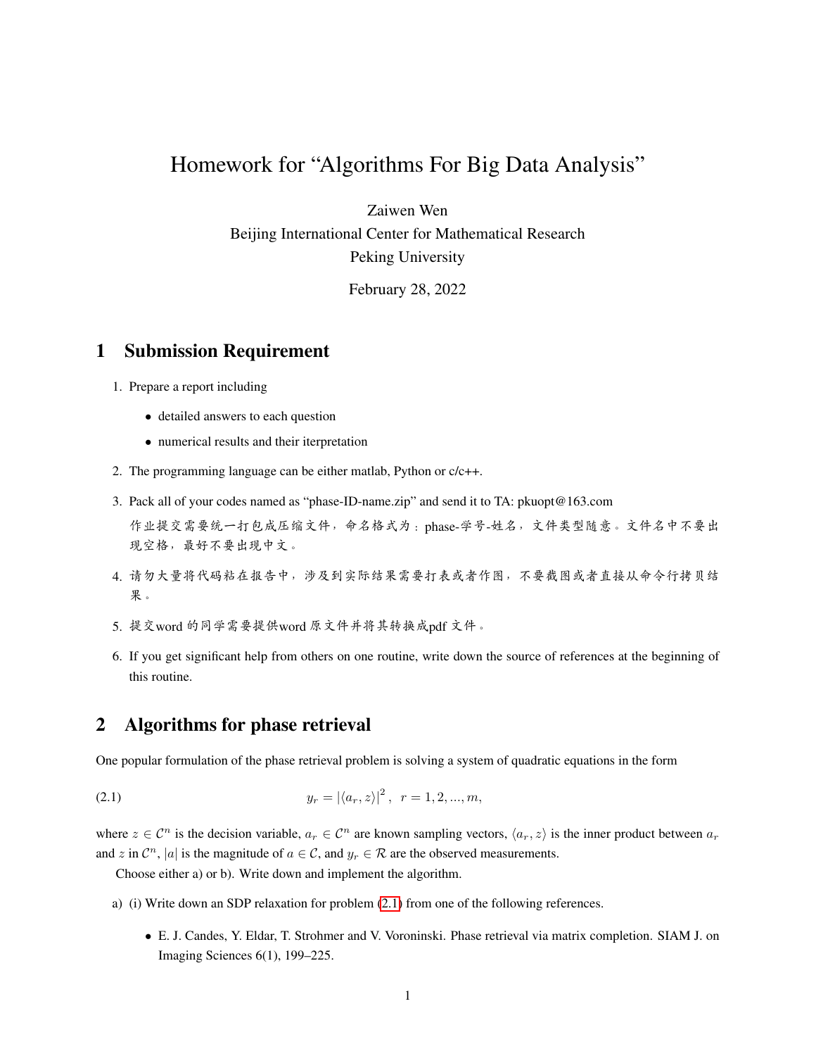# Homework for "Algorithms For Big Data Analysis"

Zaiwen Wen  
Beijing International Center for Mathematical Research  
Peking University

February 28, 2022

## 1 Submission Requirement

1. Prepare a report including
   - detailed answers to each question
   - numerical results and their iterpretation
2. The programming language can be either matlab, Python or c/c++.
3. Pack all of your codes named as "phase-ID-name.zip" and send it to TA: pkuopt@163.com

   作业提交需要统一打包成压缩文件，命名格式为：phase-学号-姓名，文件类型随意。文件名中不要出现空格，最好不要出现中文。
4. 请勿大量将代码粘在报告中，涉及到实际结果需要打表或者作图，不要截图或者直接从命令行拷贝结果。
5. 提交word 的同学需要提供word 原文件并将其转换成pdf 文件。
6. If you get significant help from others on one routine, write down the source of references at the beginning of this routine.

## 2 Algorithms for phase retrieval

One popular formulation of the phase retrieval problem is solving a system of quadratic equations in the form

$$y_r = |\langle a_r, z\rangle|^2, \quad r = 1, 2, ..., m, \tag{2.1}$$

where $z \in \mathcal{C}^n$ is the decision variable, $a_r \in \mathcal{C}^n$ are known sampling vectors, $\langle a_r, z\rangle$ is the inner product between $a_r$ and $z$ in $\mathcal{C}^n$, $|a|$ is the magnitude of $a \in \mathcal{C}$, and $y_r \in \mathcal{R}$ are the observed measurements.

Choose either a) or b). Write down and implement the algorithm.

a) (i) Write down an SDP relaxation for problem (2.1) from one of the following references.

- E. J. Candes, Y. Eldar, T. Strohmer and V. Voroninski. Phase retrieval via matrix completion. SIAM J. on Imaging Sciences 6(1), 199–225.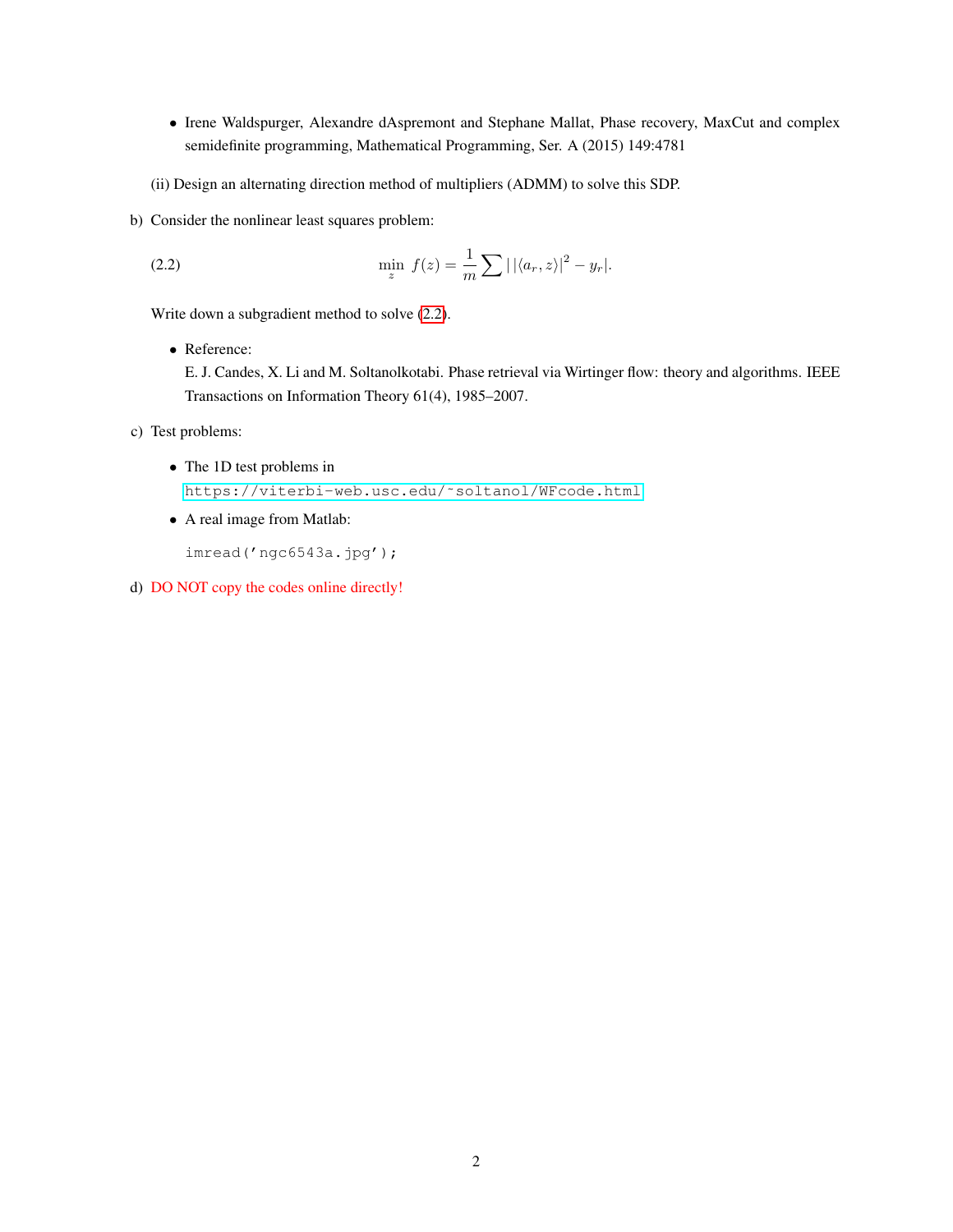- Irene Waldspurger, Alexandre dAspremont and Stephane Mallat, Phase recovery, MaxCut and complex semidefinite programming, Mathematical Programming, Ser. A (2015) 149:4781

(ii) Design an alternating direction method of multipliers (ADMM) to solve this SDP.

b) Consider the nonlinear least squares problem:

$$\min_z \; f(z) = \frac{1}{m} \sum \left| |\langle a_r, z\rangle|^2 - y_r \right|. \tag{2.2}$$

Write down a subgradient method to solve (2.2).

- Reference:
  E. J. Candes, X. Li and M. Soltanolkotabi. Phase retrieval via Wirtinger flow: theory and algorithms. IEEE Transactions on Information Theory 61(4), 1985–2007.

c) Test problems:

- The 1D test problems in
  `https://viterbi-web.usc.edu/~soltanol/WFcode.html`
- A real image from Matlab:

```
imread('ngc6543a.jpg');
```

d) DO NOT copy the codes online directly!